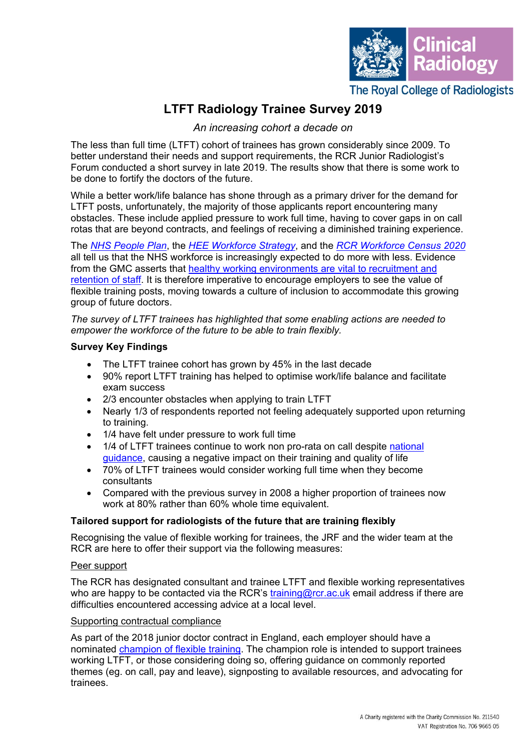# LTFT Radiology Trainee Survey 2019

*An increasing cohort a decade on*

The less than full time (LTFT) cohort of trainees has grown considerably since 2009. To better understand their needs and support requirements, the RCR Junior Radiologist's Forum conducted a short survey in late 2019. The results show that there is some work to be done to fortify the doctors of the future.

While a better work/life balance has shone through as a primary driver for the demand for LTFT posts, unfortunately, the majority of those applicants report encountering many obstacles. These include applied pressure to work full time, having to cover gaps in on call rotas that are beyond contracts, and feelings of receiving a diminished training experience.

The *NHS People Plan*, the *HEE Workforce Strategy*, and the *RCR Workforce Census 2020* all tell us that the NHS workforce is increasingly expected to do more with less. Evidence from the GMC asserts that healthy working environments are vital to recruitment and retention of staff. It is therefore imperative to encourage employers to see the value of flexible training posts, moving towards a culture of inclusion to accommodate this growing group of future doctors.

*The survey of LTFT trainees has highlighted that some enabling actions are needed to empower the workforce of the future to be able to train flexibly.*

**Survey Key Findings**

- The LTFT trainee cohort has grown by 45% in the last decade
- 90% report LTFT training has helped to optimise work/life balance and facilitate exam success
- 2/3 encounter obstacles when applying to train LTFT
- Nearly 1/3 of respondents reported not feeling adequately supported upon returning to training.
- 1/4 have felt under pressure to work full time
- 1/4 of LTFT trainees continue to work non pro-rata on call despite national guidance, causing a negative impact on their training and quality of life
- 70% of LTFT trainees would consider working full time when they become consultants
- Compared with the previous survey in 2008 a higher proportion of trainees now work at 80% rather than 60% whole time equivalent.

**Tailored support for radiologists of the future that are training flexibly**

Recognising the value of flexible working for trainees, the JRF and the wider team at the RCR are here to offer their support via the following measures:

Peer support

The RCR has designated consultant and trainee LTFT and flexible working representatives who are happy to be contacted via the RCR's training@rcr.ac.uk email address if there are difficulties encountered accessing advice at a local level.

Supporting contractual compliance

As part of the 2018 junior doctor contract in England, each employer should have a nominated champion of flexible training. The champion role is intended to support trainees working LTFT, or those considering doing so, offering guidance on commonly reported themes (eg. on call, pay and leave), signposting to available resources, and advocating for trainees.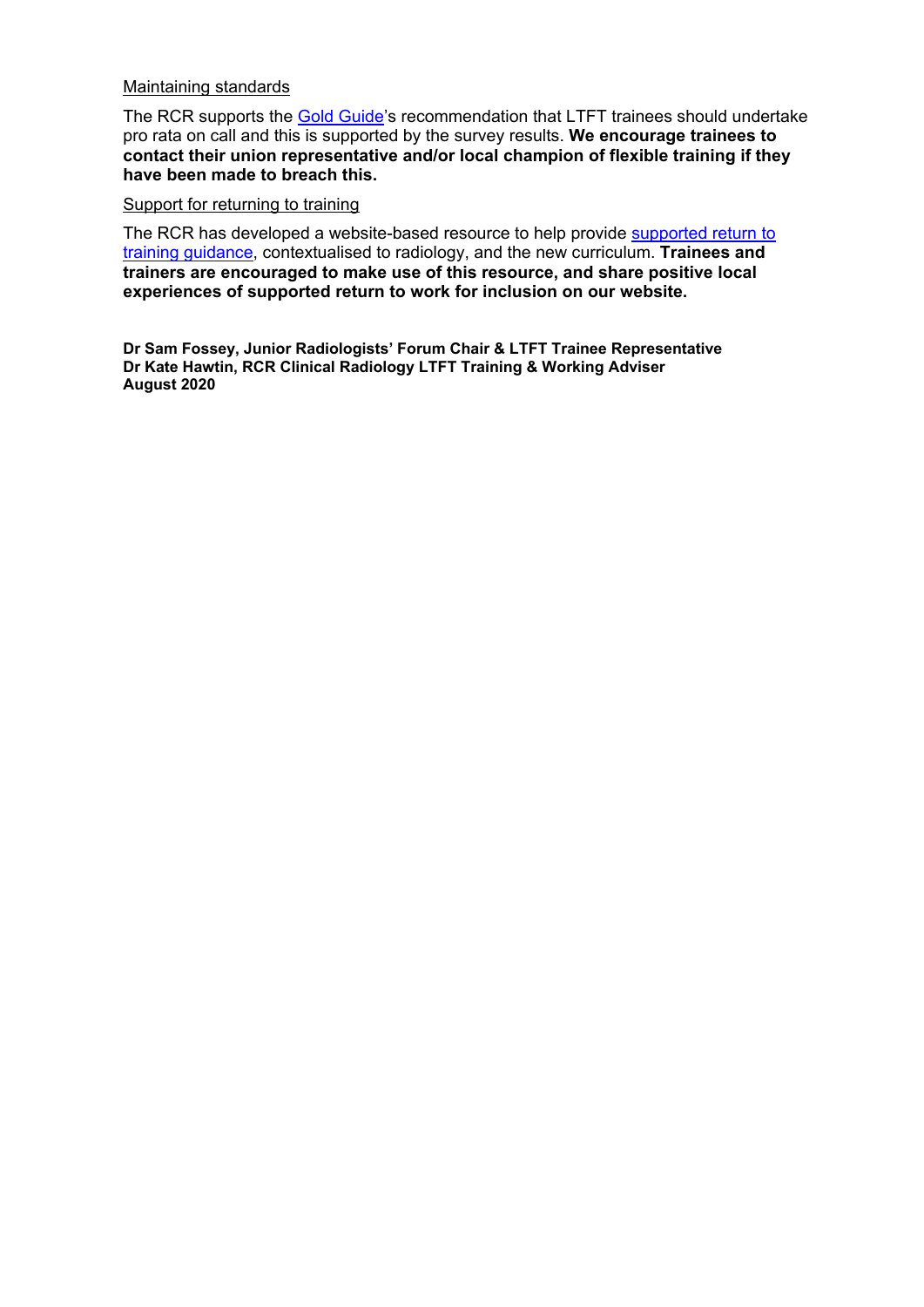Maintaining standards

The RCR supports the Gold Guide's recommendation that LTFT trainees should undertake pro rata on call and this is supported by the survey results. **We encourage trainees to contact their union representative and/or local champion of flexible training if they have been made to breach this.**

Support for returning to training

The RCR has developed a website-based resource to help provide supported return to training guidance, contextualised to radiology, and the new curriculum. **Trainees and trainers are encouraged to make use of this resource, and share positive local experiences of supported return to work for inclusion on our website.**

**Dr Sam Fossey, Junior Radiologists' Forum Chair & LTFT Trainee Representative**
**Dr Kate Hawtin, RCR Clinical Radiology LTFT Training & Working Adviser**
**August 2020**